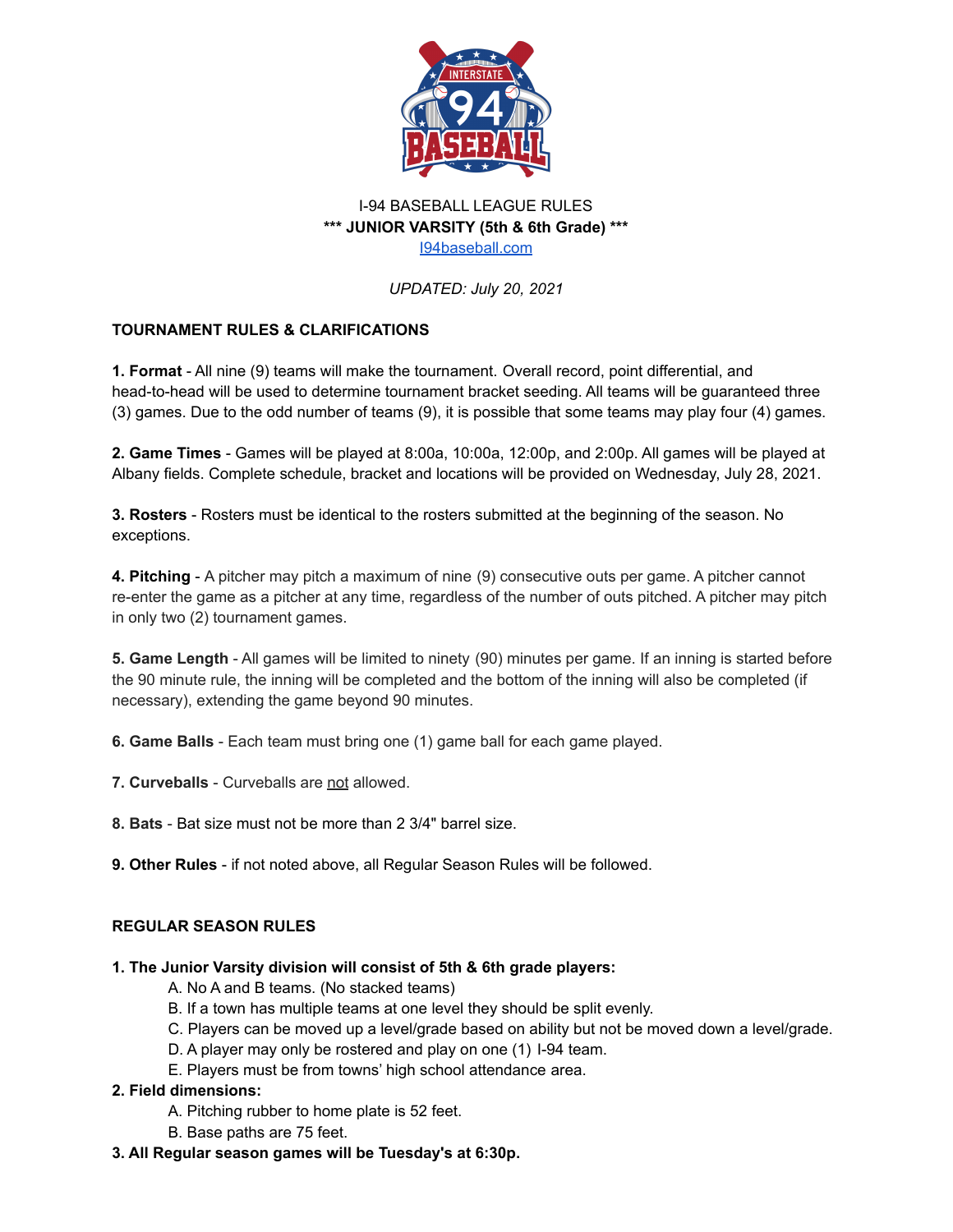I-94 BASEBALL LEAGUE RULES

**\*\*\* JUNIOR VARSITY (5th & 6th Grade) \*\*\***

[I94baseball.com](http://I94baseball.com)

*UPDATED: July 20, 2021*

**TOURNAMENT RULES & CLARIFICATIONS**

**1. Format** - All nine (9) teams will make the tournament. Overall record, point differential, and head-to-head will be used to determine tournament bracket seeding. All teams will be guaranteed three (3) games. Due to the odd number of teams (9), it is possible that some teams may play four (4) games.

**2. Game Times** - Games will be played at 8:00a, 10:00a, 12:00p, and 2:00p. All games will be played at Albany fields. Complete schedule, bracket and locations will be provided on Wednesday, July 28, 2021.

**3. Rosters** - Rosters must be identical to the rosters submitted at the beginning of the season. No exceptions.

**4. Pitching** - A pitcher may pitch a maximum of nine (9) consecutive outs per game. A pitcher cannot re-enter the game as a pitcher at any time, regardless of the number of outs pitched. A pitcher may pitch in only two (2) tournament games.

**5. Game Length** - All games will be limited to ninety (90) minutes per game. If an inning is started before the 90 minute rule, the inning will be completed and the bottom of the inning will also be completed (if necessary), extending the game beyond 90 minutes.

**6. Game Balls** - Each team must bring one (1) game ball for each game played.

**7. Curveballs** - Curveballs are <u>not</u> allowed.

**8. Bats** - Bat size must not be more than 2 3/4" barrel size.

**9. Other Rules** - if not noted above, all Regular Season Rules will be followed.

**REGULAR SEASON RULES**

**1. The Junior Varsity division will consist of 5th & 6th grade players:**

A. No A and B teams. (No stacked teams)
B. If a town has multiple teams at one level they should be split evenly.
C. Players can be moved up a level/grade based on ability but not be moved down a level/grade.
D. A player may only be rostered and play on one (1) I-94 team.
E. Players must be from towns' high school attendance area.

**2. Field dimensions:**

A. Pitching rubber to home plate is 52 feet.
B. Base paths are 75 feet.

**3. All Regular season games will be Tuesday's at 6:30p.**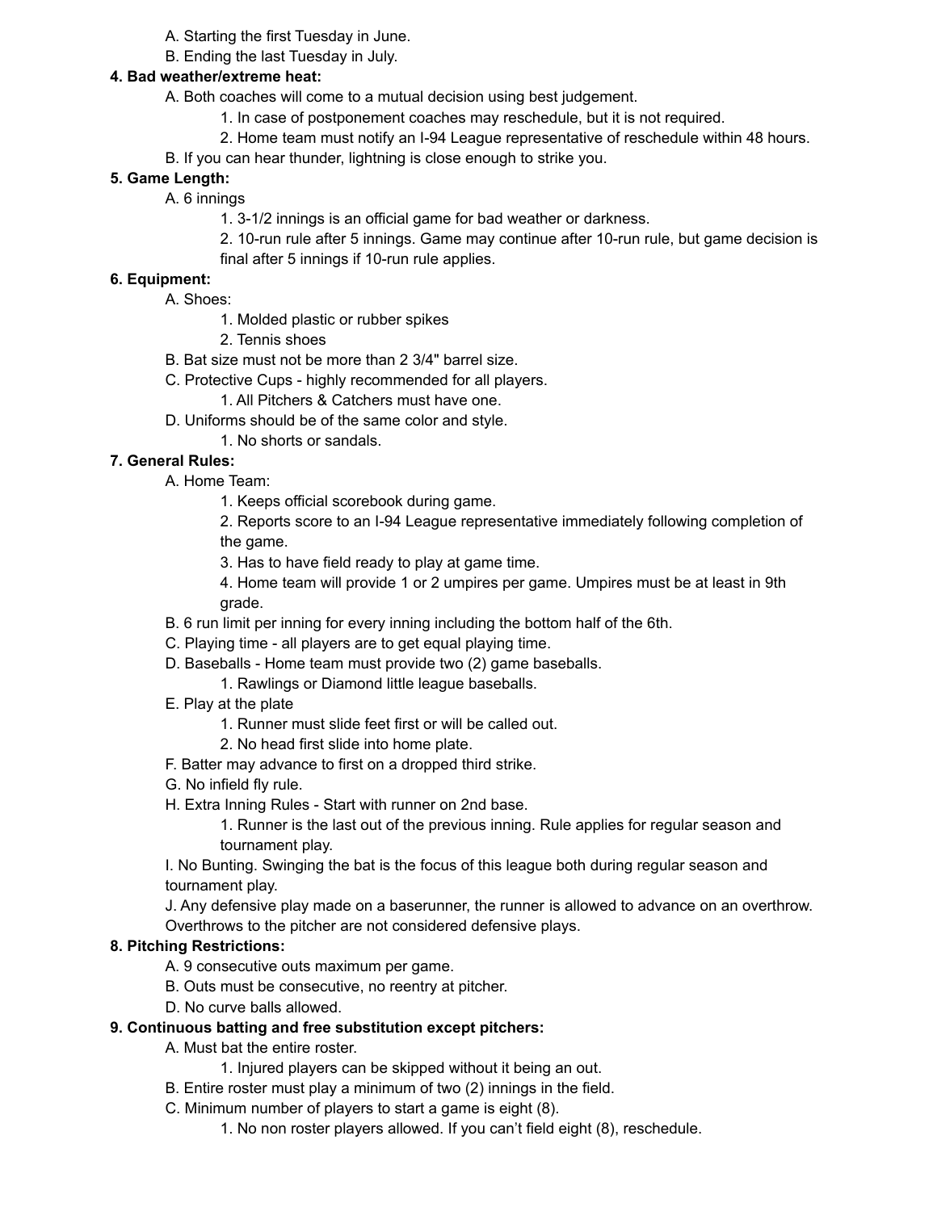A. Starting the first Tuesday in June.
B. Ending the last Tuesday in July.

**4. Bad weather/extreme heat:**

A. Both coaches will come to a mutual decision using best judgement.
 1. In case of postponement coaches may reschedule, but it is not required.
 2. Home team must notify an I-94 League representative of reschedule within 48 hours.
B. If you can hear thunder, lightning is close enough to strike you.

**5. Game Length:**

A. 6 innings
 1. 3-1/2 innings is an official game for bad weather or darkness.
 2. 10-run rule after 5 innings. Game may continue after 10-run rule, but game decision is final after 5 innings if 10-run rule applies.

**6. Equipment:**

A. Shoes:
 1. Molded plastic or rubber spikes
 2. Tennis shoes
B. Bat size must not be more than 2 3/4" barrel size.
C. Protective Cups - highly recommended for all players.
 1. All Pitchers & Catchers must have one.
D. Uniforms should be of the same color and style.
 1. No shorts or sandals.

**7. General Rules:**

A. Home Team:
 1. Keeps official scorebook during game.
 2. Reports score to an I-94 League representative immediately following completion of the game.
 3. Has to have field ready to play at game time.
 4. Home team will provide 1 or 2 umpires per game. Umpires must be at least in 9th grade.
B. 6 run limit per inning for every inning including the bottom half of the 6th.
C. Playing time - all players are to get equal playing time.
D. Baseballs - Home team must provide two (2) game baseballs.
 1. Rawlings or Diamond little league baseballs.
E. Play at the plate
 1. Runner must slide feet first or will be called out.
 2. No head first slide into home plate.
F. Batter may advance to first on a dropped third strike.
G. No infield fly rule.
H. Extra Inning Rules - Start with runner on 2nd base.
 1. Runner is the last out of the previous inning. Rule applies for regular season and tournament play.
I. No Bunting. Swinging the bat is the focus of this league both during regular season and tournament play.
J. Any defensive play made on a baserunner, the runner is allowed to advance on an overthrow. Overthrows to the pitcher are not considered defensive plays.

**8. Pitching Restrictions:**

A. 9 consecutive outs maximum per game.
B. Outs must be consecutive, no reentry at pitcher.
D. No curve balls allowed.

**9. Continuous batting and free substitution except pitchers:**

A. Must bat the entire roster.
 1. Injured players can be skipped without it being an out.
B. Entire roster must play a minimum of two (2) innings in the field.
C. Minimum number of players to start a game is eight (8).
 1. No non roster players allowed. If you can't field eight (8), reschedule.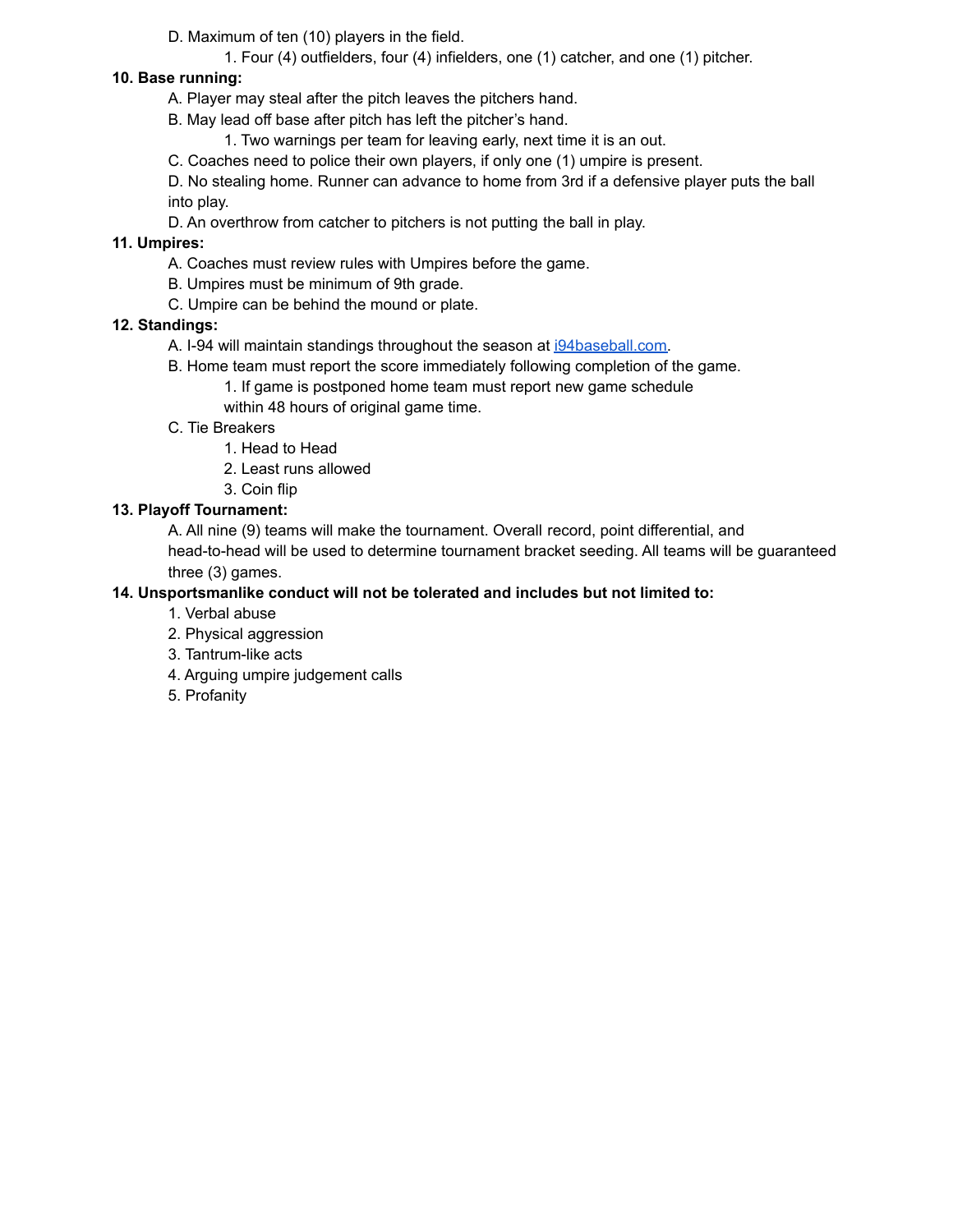D. Maximum of ten (10) players in the field.

1. Four (4) outfielders, four (4) infielders, one (1) catcher, and one (1) pitcher.

**10. Base running:**

A. Player may steal after the pitch leaves the pitchers hand.

B. May lead off base after pitch has left the pitcher's hand.

1. Two warnings per team for leaving early, next time it is an out.

C. Coaches need to police their own players, if only one (1) umpire is present.

D. No stealing home. Runner can advance to home from 3rd if a defensive player puts the ball into play.

D. An overthrow from catcher to pitchers is not putting the ball in play.

**11. Umpires:**

A. Coaches must review rules with Umpires before the game.

B. Umpires must be minimum of 9th grade.

C. Umpire can be behind the mound or plate.

**12. Standings:**

A. I-94 will maintain standings throughout the season at i94baseball.com.

B. Home team must report the score immediately following completion of the game.

1. If game is postponed home team must report new game schedule within 48 hours of original game time.

C. Tie Breakers

1. Head to Head
2. Least runs allowed
3. Coin flip

**13. Playoff Tournament:**

A. All nine (9) teams will make the tournament. Overall record, point differential, and head-to-head will be used to determine tournament bracket seeding. All teams will be guaranteed three (3) games.

**14. Unsportsmanlike conduct will not be tolerated and includes but not limited to:**

1. Verbal abuse
2. Physical aggression
3. Tantrum-like acts
4. Arguing umpire judgement calls
5. Profanity